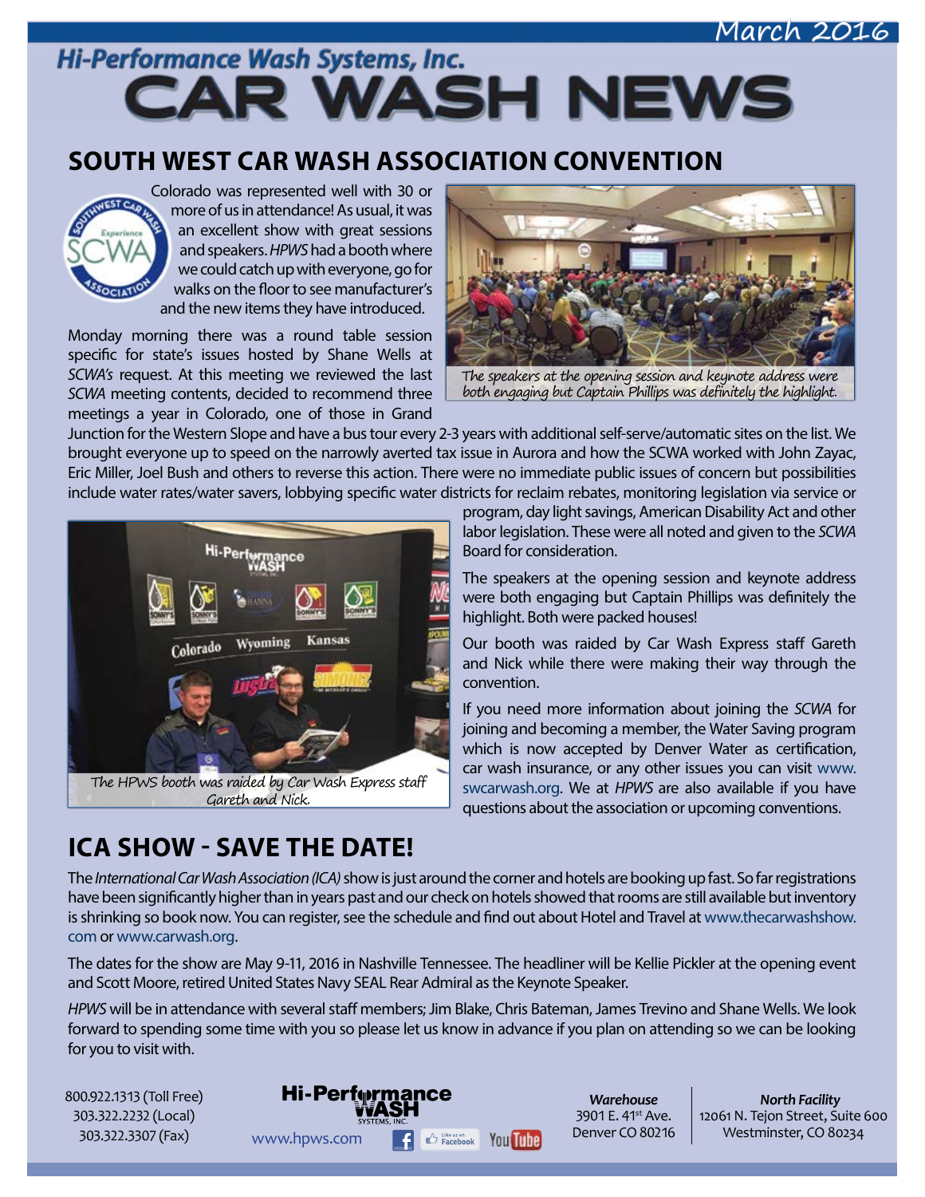March 2016

Hi-Performance Wash Systems, Inc.

# CAR WASH NEWS

## SOUTH WEST CAR WASH ASSOCIATION CONVENTION

Colorado was represented well with 30 or more of us in attendance! As usual, it was an excellent show with great sessions and speakers. *HPWS* had a booth where we could catch up with everyone, go for walks on the floor to see manufacturer's and the new items they have introduced.

The speakers at the opening session and keynote address were both engaging but Captain Phillips was definitely the highlight.

Monday morning there was a round table session specific for state's issues hosted by Shane Wells at *SCWA's* request. At this meeting we reviewed the last *SCWA* meeting contents, decided to recommend three meetings a year in Colorado, one of those in Grand Junction for the Western Slope and have a bus tour every 2-3 years with additional self-serve/automatic sites on the list. We brought everyone up to speed on the narrowly averted tax issue in Aurora and how the SCWA worked with John Zayac, Eric Miller, Joel Bush and others to reverse this action. There were no immediate public issues of concern but possibilities include water rates/water savers, lobbying specific water districts for reclaim rebates, monitoring legislation via service or program, day light savings, American Disability Act and other labor legislation. These were all noted and given to the *SCWA* Board for consideration.

The HPWS booth was raided by Car Wash Express staff Gareth and Nick.

The speakers at the opening session and keynote address were both engaging but Captain Phillips was definitely the highlight. Both were packed houses!

Our booth was raided by Car Wash Express staff Gareth and Nick while there were making their way through the convention.

If you need more information about joining the *SCWA* for joining and becoming a member, the Water Saving program which is now accepted by Denver Water as certification, car wash insurance, or any other issues you can visit www.swcarwash.org. We at *HPWS* are also available if you have questions about the association or upcoming conventions.

## ICA SHOW - SAVE THE DATE!

The *International Car Wash Association (ICA)* show is just around the corner and hotels are booking up fast. So far registrations have been significantly higher than in years past and our check on hotels showed that rooms are still available but inventory is shrinking so book now. You can register, see the schedule and find out about Hotel and Travel at www.thecarwashshow.com or www.carwash.org.

The dates for the show are May 9-11, 2016 in Nashville Tennessee. The headliner will be Kellie Pickler at the opening event and Scott Moore, retired United States Navy SEAL Rear Admiral as the Keynote Speaker.

*HPWS* will be in attendance with several staff members; Jim Blake, Chris Bateman, James Trevino and Shane Wells. We look forward to spending some time with you so please let us know in advance if you plan on attending so we can be looking for you to visit with.

800.922.1313 (Toll Free)
303.322.2232 (Local)
303.322.3307 (Fax)

www.hpws.com

***Warehouse***
3901 E. 41st Ave.
Denver CO 80216

***North Facility***
12061 N. Tejon Street, Suite 600
Westminster, CO 80234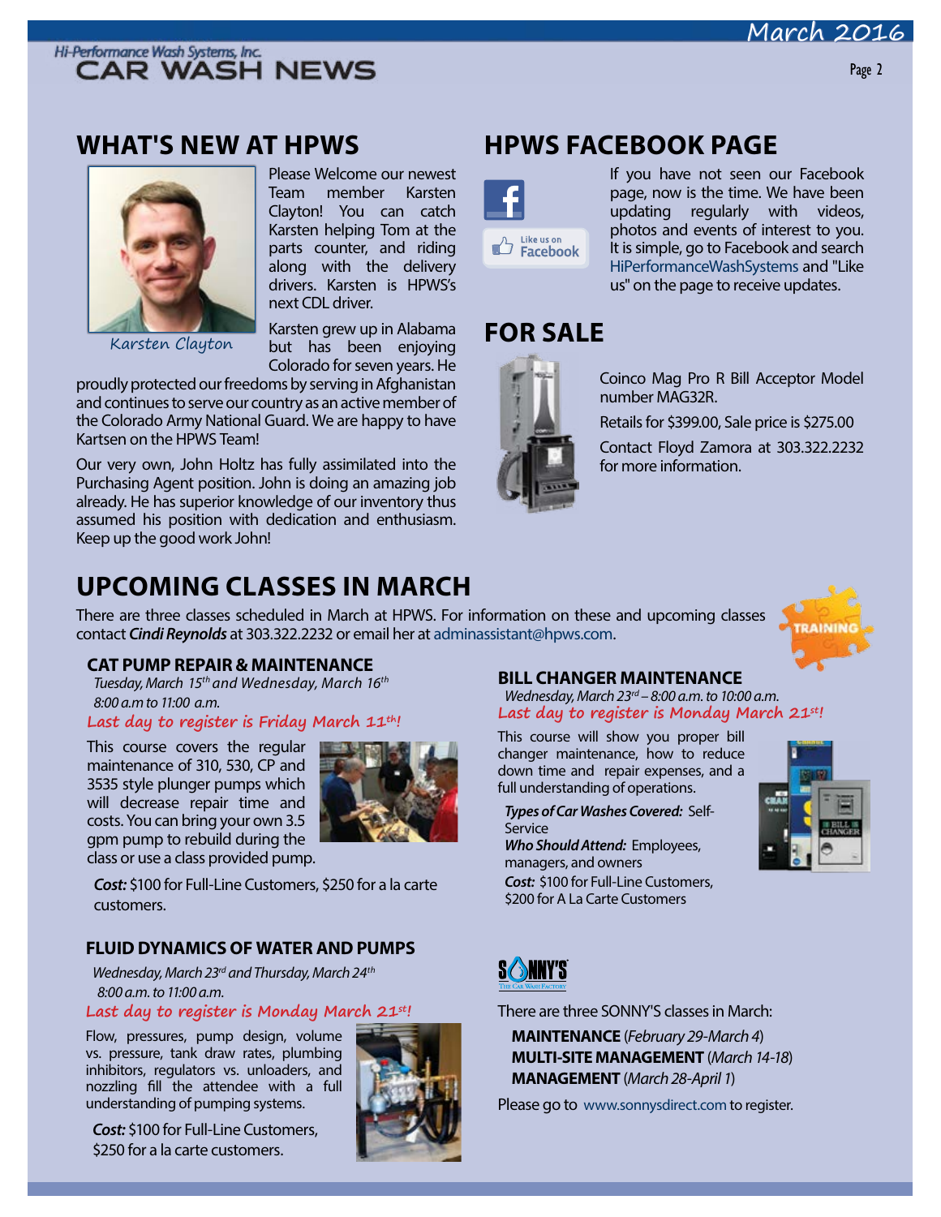## WHAT'S NEW AT HPWS

Karsten Clayton

Please Welcome our newest Team member Karsten Clayton! You can catch Karsten helping Tom at the parts counter, and riding along with the delivery drivers. Karsten is HPWS's next CDL driver.

Karsten grew up in Alabama but has been enjoying Colorado for seven years. He proudly protected our freedoms by serving in Afghanistan and continues to serve our country as an active member of the Colorado Army National Guard. We are happy to have Kartsen on the HPWS Team!

Our very own, John Holtz has fully assimilated into the Purchasing Agent position. John is doing an amazing job already. He has superior knowledge of our inventory thus assumed his position with dedication and enthusiasm. Keep up the good work John!

## HPWS FACEBOOK PAGE

Like us on Facebook

If you have not seen our Facebook page, now is the time. We have been updating regularly with videos, photos and events of interest to you. It is simple, go to Facebook and search HiPerformanceWashSystems and "Like us" on the page to receive updates.

## FOR SALE

Coinco Mag Pro R Bill Acceptor Model number MAG32R.

Retails for $399.00, Sale price is $275.00

Contact Floyd Zamora at 303.322.2232 for more information.

## UPCOMING CLASSES IN MARCH

There are three classes scheduled in March at HPWS. For information on these and upcoming classes contact ***Cindi Reynolds*** at 303.322.2232 or email her at adminassistant@hpws.com.

TRAINING

### CAT PUMP REPAIR & MAINTENANCE

*Tuesday, March 15th and Wednesday, March 16th 8:00 a.m to 11:00 a.m.*

**Last day to register is Friday March 11th!**

This course covers the regular maintenance of 310, 530, CP and 3535 style plunger pumps which will decrease repair time and costs. You can bring your own 3.5 gpm pump to rebuild during the class or use a class provided pump.

***Cost:*** $100 for Full-Line Customers, $250 for a la carte customers.

### FLUID DYNAMICS OF WATER AND PUMPS

*Wednesday, March 23rd and Thursday, March 24th 8:00 a.m. to 11:00 a.m.*

**Last day to register is Monday March 21st!**

Flow, pressures, pump design, volume vs. pressure, tank draw rates, plumbing inhibitors, regulators vs. unloaders, and nozzling fill the attendee with a full understanding of pumping systems.

***Cost:*** $100 for Full-Line Customers, $250 for a la carte customers.

### BILL CHANGER MAINTENANCE

*Wednesday, March 23rd – 8:00 a.m. to 10:00 a.m.*

**Last day to register is Monday March 21st!**

This course will show you proper bill changer maintenance, how to reduce down time and repair expenses, and a full understanding of operations.

***Types of Car Washes Covered:*** Self-Service

***Who Should Attend:*** Employees, managers, and owners

***Cost:*** $100 for Full-Line Customers, $200 for A La Carte Customers

SONNY'S The Car Wash Factory

There are three SONNY'S classes in March:

**MAINTENANCE** (*February 29-March 4*)
**MULTI-SITE MANAGEMENT** (*March 14-18*)
**MANAGEMENT** (*March 28-April 1*)

Please go to www.sonnysdirect.com to register.